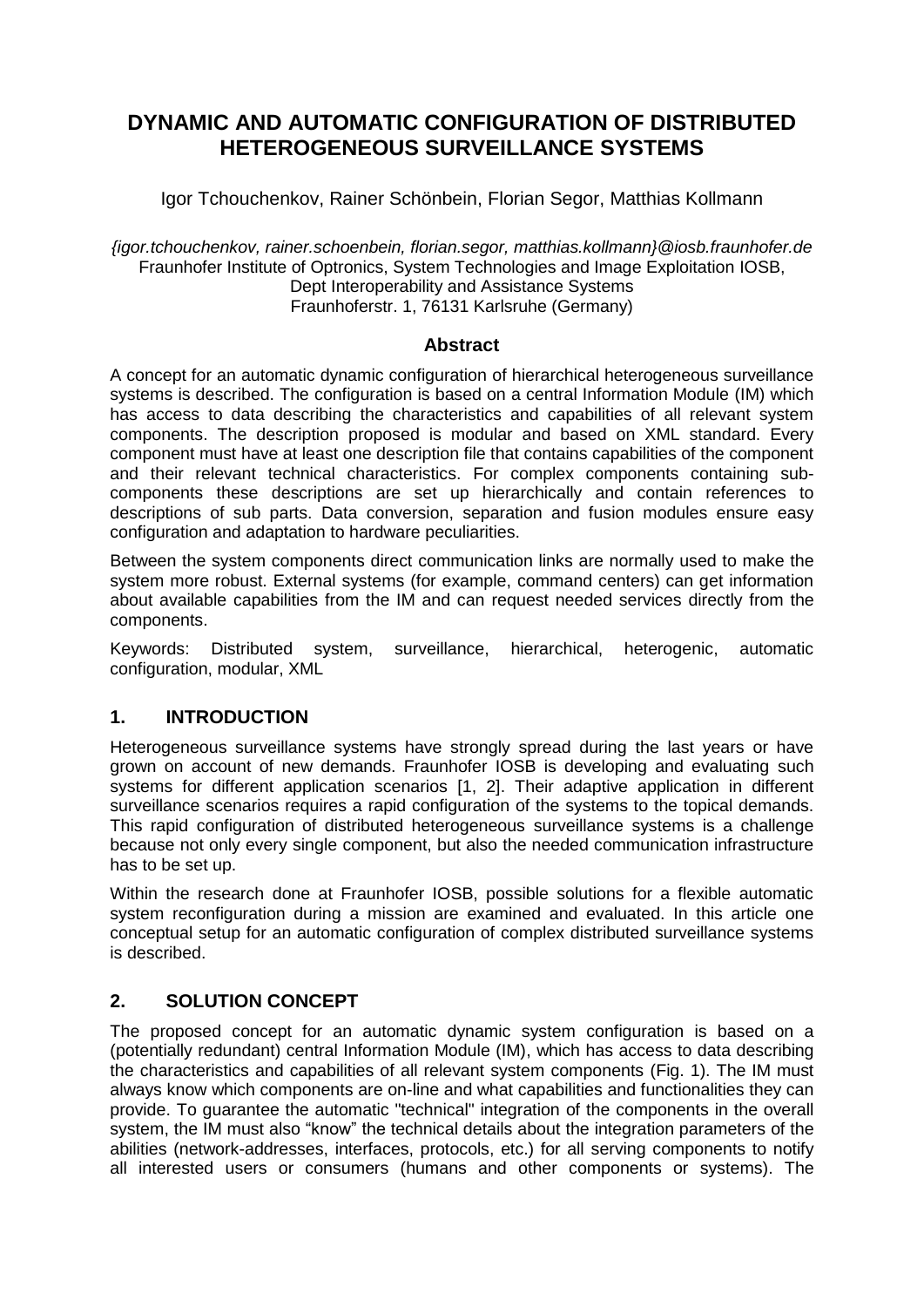# DYNAMIC AND AUTOMATIC CONFIGURATION OF DISTRIBUTED HETEROGENEOUS SURVEILLANCE SYSTEMS

Igor Tchouchenkov, Rainer Schönbein, Florian Segor, Matthias Kollmann

*{igor.tchouchenkov, rainer.schoenbein, florian.segor, matthias.kollmann}@iosb.fraunhofer.de*
Fraunhofer Institute of Optronics, System Technologies and Image Exploitation IOSB,
Dept Interoperability and Assistance Systems
Fraunhoferstr. 1, 76131 Karlsruhe (Germany)

### Abstract

A concept for an automatic dynamic configuration of hierarchical heterogeneous surveillance systems is described. The configuration is based on a central Information Module (IM) which has access to data describing the characteristics and capabilities of all relevant system components. The description proposed is modular and based on XML standard. Every component must have at least one description file that contains capabilities of the component and their relevant technical characteristics. For complex components containing sub-components these descriptions are set up hierarchically and contain references to descriptions of sub parts. Data conversion, separation and fusion modules ensure easy configuration and adaptation to hardware peculiarities.

Between the system components direct communication links are normally used to make the system more robust. External systems (for example, command centers) can get information about available capabilities from the IM and can request needed services directly from the components.

Keywords: Distributed system, surveillance, hierarchical, heterogenic, automatic configuration, modular, XML

## 1. INTRODUCTION

Heterogeneous surveillance systems have strongly spread during the last years or have grown on account of new demands. Fraunhofer IOSB is developing and evaluating such systems for different application scenarios [1, 2]. Their adaptive application in different surveillance scenarios requires a rapid configuration of the systems to the topical demands. This rapid configuration of distributed heterogeneous surveillance systems is a challenge because not only every single component, but also the needed communication infrastructure has to be set up.

Within the research done at Fraunhofer IOSB, possible solutions for a flexible automatic system reconfiguration during a mission are examined and evaluated. In this article one conceptual setup for an automatic configuration of complex distributed surveillance systems is described.

## 2. SOLUTION CONCEPT

The proposed concept for an automatic dynamic system configuration is based on a (potentially redundant) central Information Module (IM), which has access to data describing the characteristics and capabilities of all relevant system components (Fig. 1). The IM must always know which components are on-line and what capabilities and functionalities they can provide. To guarantee the automatic "technical" integration of the components in the overall system, the IM must also "know" the technical details about the integration parameters of the abilities (network-addresses, interfaces, protocols, etc.) for all serving components to notify all interested users or consumers (humans and other components or systems). The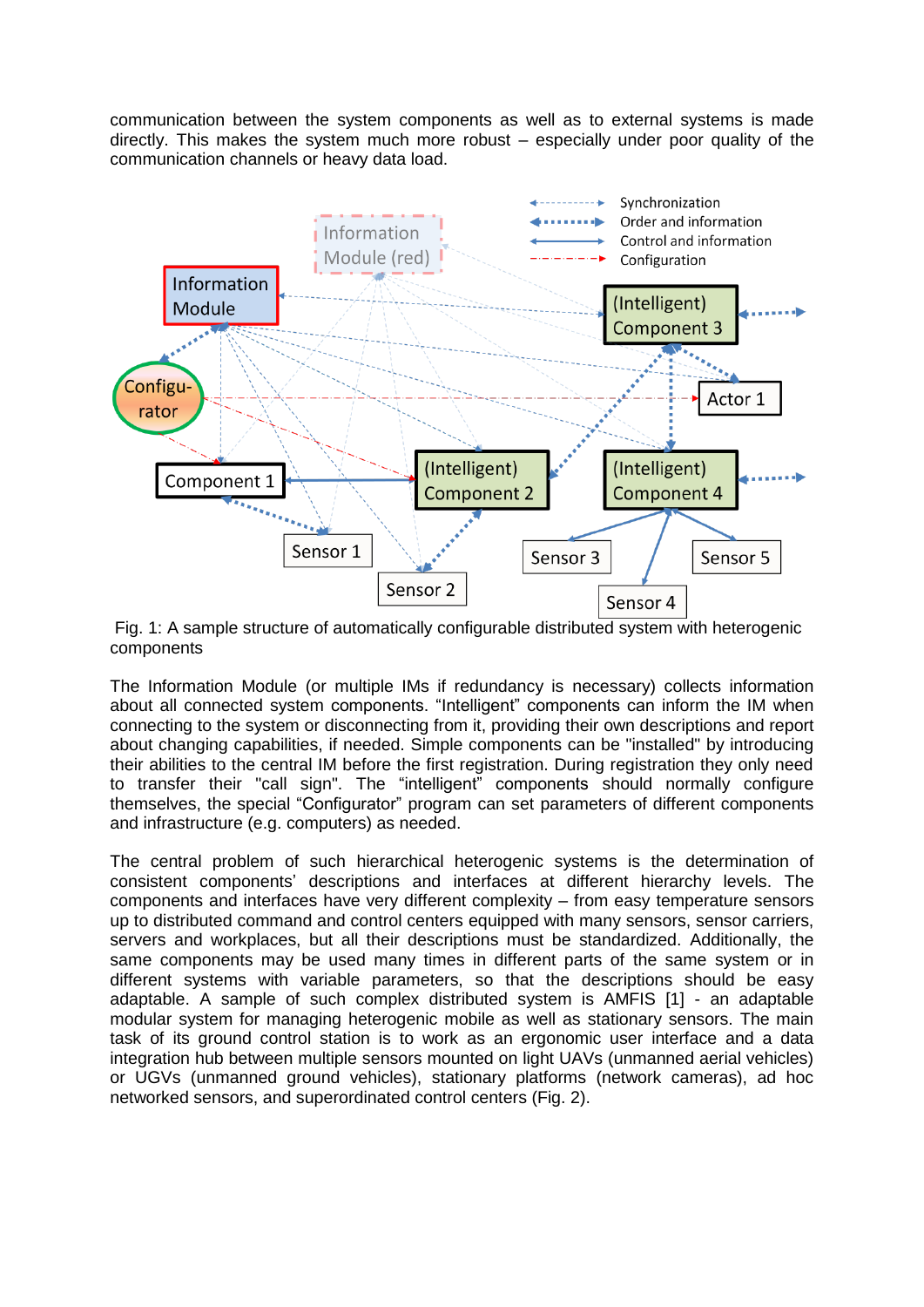communication between the system components as well as to external systems is made directly. This makes the system much more robust – especially under poor quality of the communication channels or heavy data load.

Fig. 1: A sample structure of automatically configurable distributed system with heterogenic components

The Information Module (or multiple IMs if redundancy is necessary) collects information about all connected system components. "Intelligent" components can inform the IM when connecting to the system or disconnecting from it, providing their own descriptions and report about changing capabilities, if needed. Simple components can be "installed" by introducing their abilities to the central IM before the first registration. During registration they only need to transfer their "call sign". The "intelligent" components should normally configure themselves, the special "Configurator" program can set parameters of different components and infrastructure (e.g. computers) as needed.

The central problem of such hierarchical heterogenic systems is the determination of consistent components' descriptions and interfaces at different hierarchy levels. The components and interfaces have very different complexity – from easy temperature sensors up to distributed command and control centers equipped with many sensors, sensor carriers, servers and workplaces, but all their descriptions must be standardized. Additionally, the same components may be used many times in different parts of the same system or in different systems with variable parameters, so that the descriptions should be easy adaptable. A sample of such complex distributed system is AMFIS [1] - an adaptable modular system for managing heterogenic mobile as well as stationary sensors. The main task of its ground control station is to work as an ergonomic user interface and a data integration hub between multiple sensors mounted on light UAVs (unmanned aerial vehicles) or UGVs (unmanned ground vehicles), stationary platforms (network cameras), ad hoc networked sensors, and superordinated control centers (Fig. 2).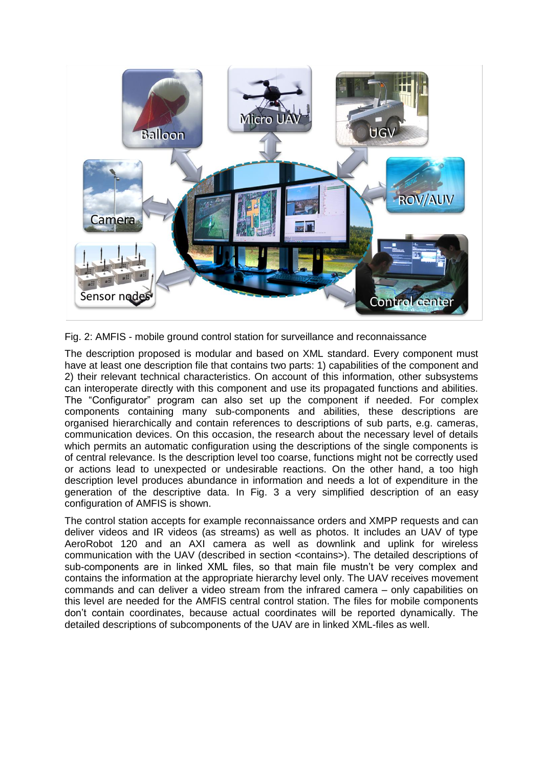Fig. 2: AMFIS - mobile ground control station for surveillance and reconnaissance

The description proposed is modular and based on XML standard. Every component must have at least one description file that contains two parts: 1) capabilities of the component and 2) their relevant technical characteristics. On account of this information, other subsystems can interoperate directly with this component and use its propagated functions and abilities. The "Configurator" program can also set up the component if needed. For complex components containing many sub-components and abilities, these descriptions are organised hierarchically and contain references to descriptions of sub parts, e.g. cameras, communication devices. On this occasion, the research about the necessary level of details which permits an automatic configuration using the descriptions of the single components is of central relevance. Is the description level too coarse, functions might not be correctly used or actions lead to unexpected or undesirable reactions. On the other hand, a too high description level produces abundance in information and needs a lot of expenditure in the generation of the descriptive data. In Fig. 3 a very simplified description of an easy configuration of AMFIS is shown.

The control station accepts for example reconnaissance orders and XMPP requests and can deliver videos and IR videos (as streams) as well as photos. It includes an UAV of type AeroRobot 120 and an AXI camera as well as downlink and uplink for wireless communication with the UAV (described in section <contains>). The detailed descriptions of sub-components are in linked XML files, so that main file mustn't be very complex and contains the information at the appropriate hierarchy level only. The UAV receives movement commands and can deliver a video stream from the infrared camera – only capabilities on this level are needed for the AMFIS central control station. The files for mobile components don't contain coordinates, because actual coordinates will be reported dynamically. The detailed descriptions of subcomponents of the UAV are in linked XML-files as well.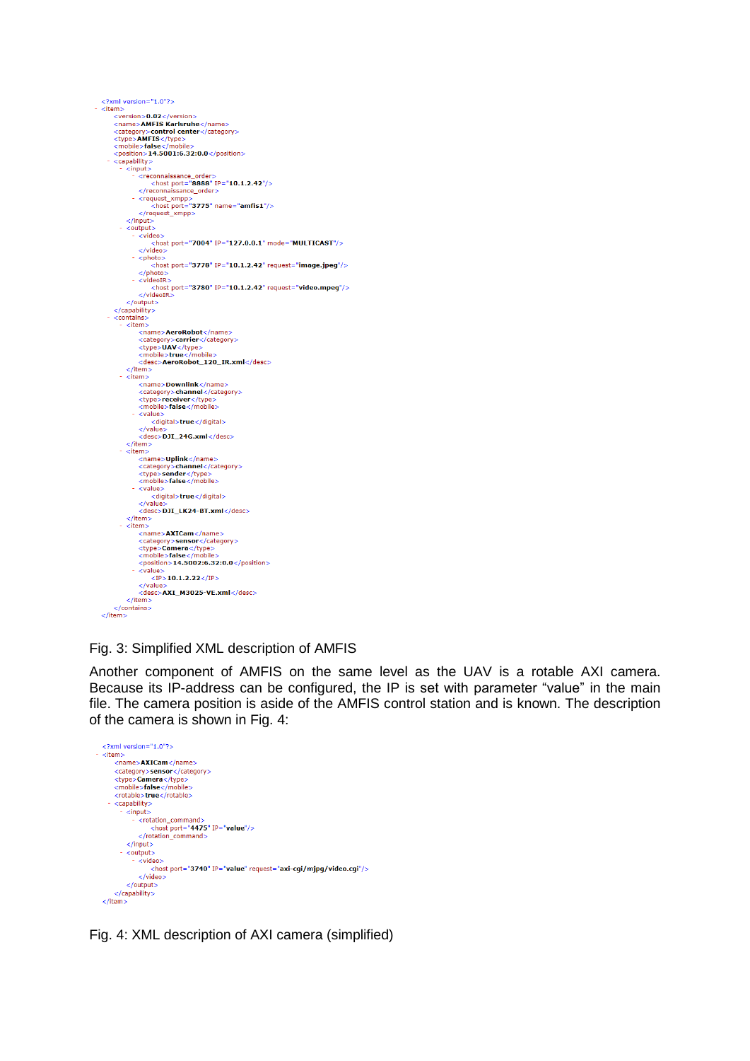```xml
<?xml version="1.0"?>
- <item>
    <version>0.02</version>
    <name>AMFIS Karlsruhe</name>
    <category>control center</category>
    <type>AMFIS</type>
    <mobile>false</mobile>
    <position>14.5001:6.32:0.0</position>
  - <capability>
    - <input>
      - <reconnaissance_order>
          <host port="8888" IP="10.1.2.42"/>
        </reconnaissance_order>
      - <request_xmpp>
          <host port="3775" name="amfis1"/>
        </request_xmpp>
      </input>
    - <output>
      - <video>
          <host port="7004" IP="127.0.0.1" mode="MULTICAST"/>
        </video>
      - <photo>
          <host port="3778" IP="10.1.2.42" request="image.jpeg"/>
        </photo>
      - <videoIR>
          <host port="3780" IP="10.1.2.42" request="video.mpeg"/>
        </videoIR>
      </output>
    </capability>
  - <contains>
    - <item>
        <name>AeroRobot</name>
        <category>carrier</category>
        <type>UAV</type>
        <mobile>true</mobile>
        <desc>AeroRobot_120_IR.xml</desc>
      </item>
    - <item>
        <name>Downlink</name>
        <category>channel</category>
        <type>receiver</type>
        <mobile>false</mobile>
      - <value>
          <digital>true</digital>
        </value>
        <desc>DJI_24G.xml</desc>
      </item>
    - <item>
        <name>Uplink</name>
        <category>channel</category>
        <type>sender</type>
        <mobile>false</mobile>
      - <value>
          <digital>true</digital>
        </value>
        <desc>DJI_LK24-BT.xml</desc>
      </item>
    - <item>
        <name>AXICam</name>
        <category>sensor</category>
        <type>Camera</type>
        <mobile>false</mobile>
        <position>14.5002:6.32:0.0</position>
      - <value>
          <IP>10.1.2.22</IP>
        </value>
        <desc>AXI_M3025-VE.xml</desc>
      </item>
    </contains>
  </item>
```

Fig. 3: Simplified XML description of AMFIS

Another component of AMFIS on the same level as the UAV is a rotable AXI camera. Because its IP-address can be configured, the IP is set with parameter “value” in the main file. The camera position is aside of the AMFIS control station and is known. The description of the camera is shown in Fig. 4:

```xml
<?xml version="1.0"?>
- <item>
    <name>AXICam</name>
    <category>sensor</category>
    <type>Camera</type>
    <mobile>false</mobile>
    <rotable>true</rotable>
  - <capability>
    - <input>
      - <rotation_command>
          <host port="4475" IP="value"/>
        </rotation_command>
      </input>
    - <output>
      - <video>
          <host port="3740" IP="value" request="axi-cgi/mjpg/video.cgi"/>
        </video>
      </output>
    </capability>
  </item>
```

Fig. 4: XML description of AXI camera (simplified)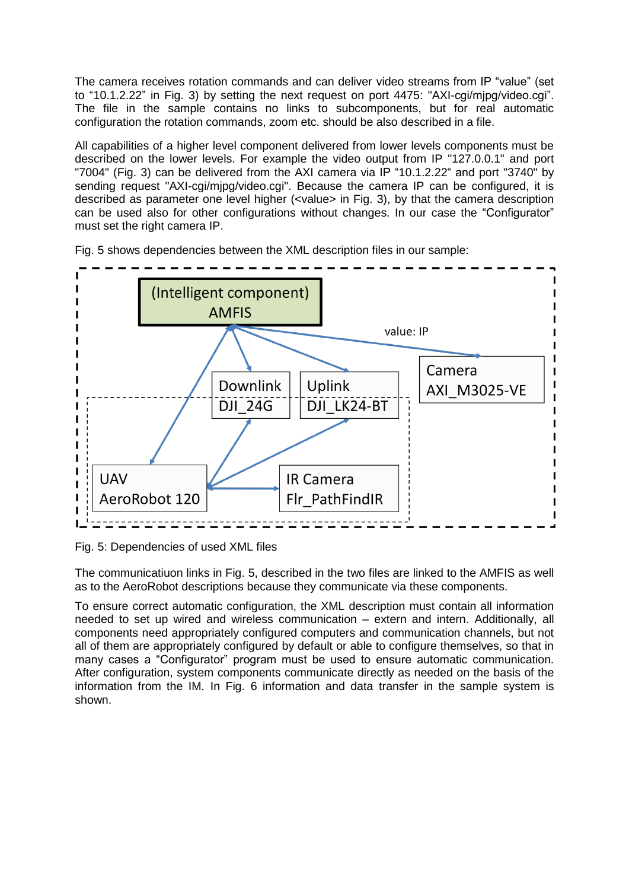The camera receives rotation commands and can deliver video streams from IP "value" (set to "10.1.2.22" in Fig. 3) by setting the next request on port 4475: "AXI-cgi/mjpg/video.cgi". The file in the sample contains no links to subcomponents, but for real automatic configuration the rotation commands, zoom etc. should be also described in a file.

All capabilities of a higher level component delivered from lower levels components must be described on the lower levels. For example the video output from IP "127.0.0.1" and port "7004" (Fig. 3) can be delivered from the AXI camera via IP "10.1.2.22" and port "3740" by sending request "AXI-cgi/mjpg/video.cgi". Because the camera IP can be configured, it is described as parameter one level higher (<value> in Fig. 3), by that the camera description can be used also for other configurations without changes. In our case the "Configurator" must set the right camera IP.

Fig. 5 shows dependencies between the XML description files in our sample:

Fig. 5: Dependencies of used XML files

The communicatiuon links in Fig. 5, described in the two files are linked to the AMFIS as well as to the AeroRobot descriptions because they communicate via these components.

To ensure correct automatic configuration, the XML description must contain all information needed to set up wired and wireless communication – extern and intern. Additionally, all components need appropriately configured computers and communication channels, but not all of them are appropriately configured by default or able to configure themselves, so that in many cases a "Configurator" program must be used to ensure automatic communication. After configuration, system components communicate directly as needed on the basis of the information from the IM. In Fig. 6 information and data transfer in the sample system is shown.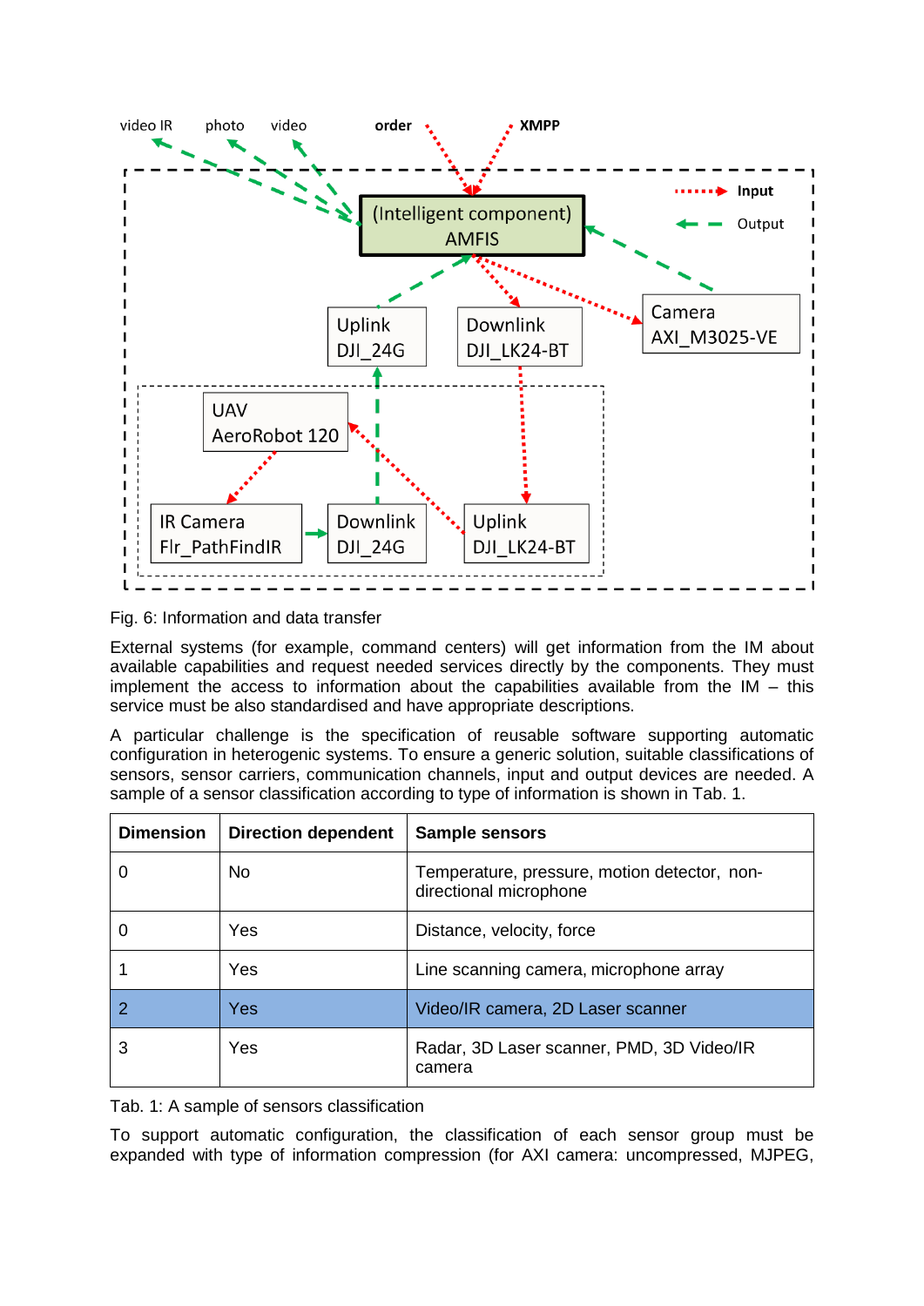Fig. 6: Information and data transfer

External systems (for example, command centers) will get information from the IM about available capabilities and request needed services directly by the components. They must implement the access to information about the capabilities available from the IM – this service must be also standardised and have appropriate descriptions.

A particular challenge is the specification of reusable software supporting automatic configuration in heterogenic systems. To ensure a generic solution, suitable classifications of sensors, sensor carriers, communication channels, input and output devices are needed. A sample of a sensor classification according to type of information is shown in Tab. 1.

| Dimension | Direction dependent | Sample sensors |
|---|---|---|
| 0 | No | Temperature, pressure, motion detector, non-directional microphone |
| 0 | Yes | Distance, velocity, force |
| 1 | Yes | Line scanning camera, microphone array |
| 2 | Yes | Video/IR camera, 2D Laser scanner |
| 3 | Yes | Radar, 3D Laser scanner, PMD, 3D Video/IR camera |

Tab. 1: A sample of sensors classification

To support automatic configuration, the classification of each sensor group must be expanded with type of information compression (for AXI camera: uncompressed, MJPEG,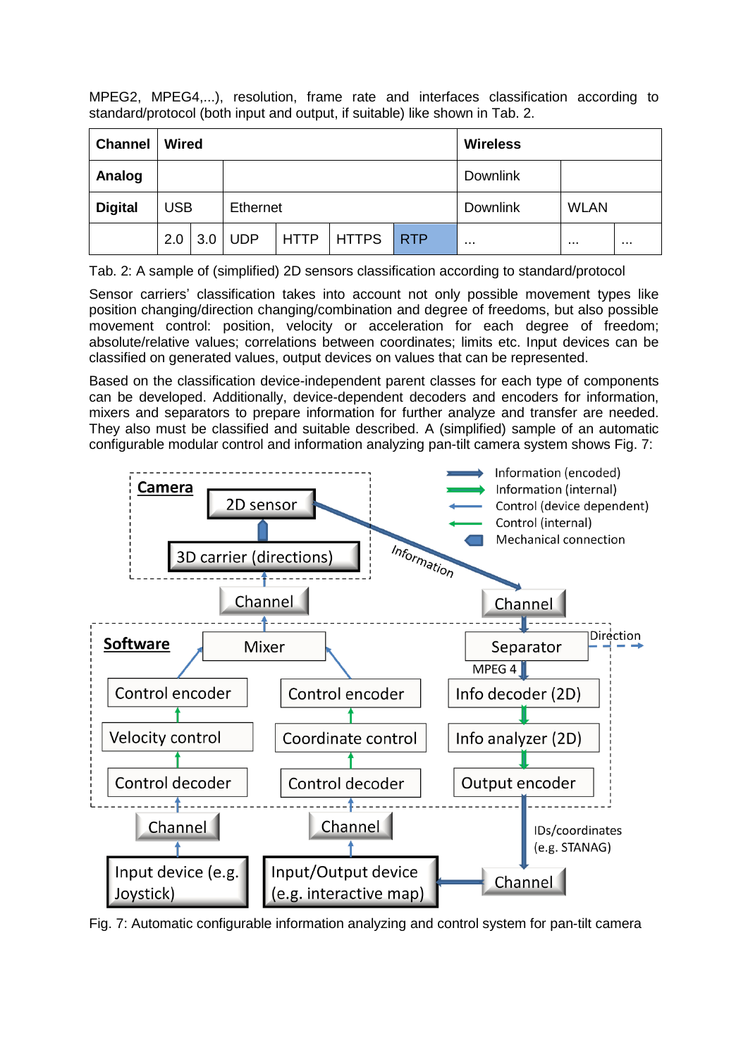MPEG2, MPEG4,...), resolution, frame rate and interfaces classification according to standard/protocol (both input and output, if suitable) like shown in Tab. 2.

| **Channel** | **Wired** | | | | | | **Wireless** | | |
|---|---|---|---|---|---|---|---|---|---|
| **Analog** | | | | | | | Downlink | | |
| **Digital** | USB | | Ethernet | | | | Downlink | WLAN | |
| | 2.0 | 3.0 | UDP | HTTP | HTTPS | RTP | ... | ... | ... |

Tab. 2: A sample of (simplified) 2D sensors classification according to standard/protocol

Sensor carriers' classification takes into account not only possible movement types like position changing/direction changing/combination and degree of freedoms, but also possible movement control: position, velocity or acceleration for each degree of freedom; absolute/relative values; correlations between coordinates; limits etc. Input devices can be classified on generated values, output devices on values that can be represented.

Based on the classification device-independent parent classes for each type of components can be developed. Additionally, device-dependent decoders and encoders for information, mixers and separators to prepare information for further analyze and transfer are needed. They also must be classified and suitable described. A (simplified) sample of an automatic configurable modular control and information analyzing pan-tilt camera system shows Fig. 7:

Fig. 7: Automatic configurable information analyzing and control system for pan-tilt camera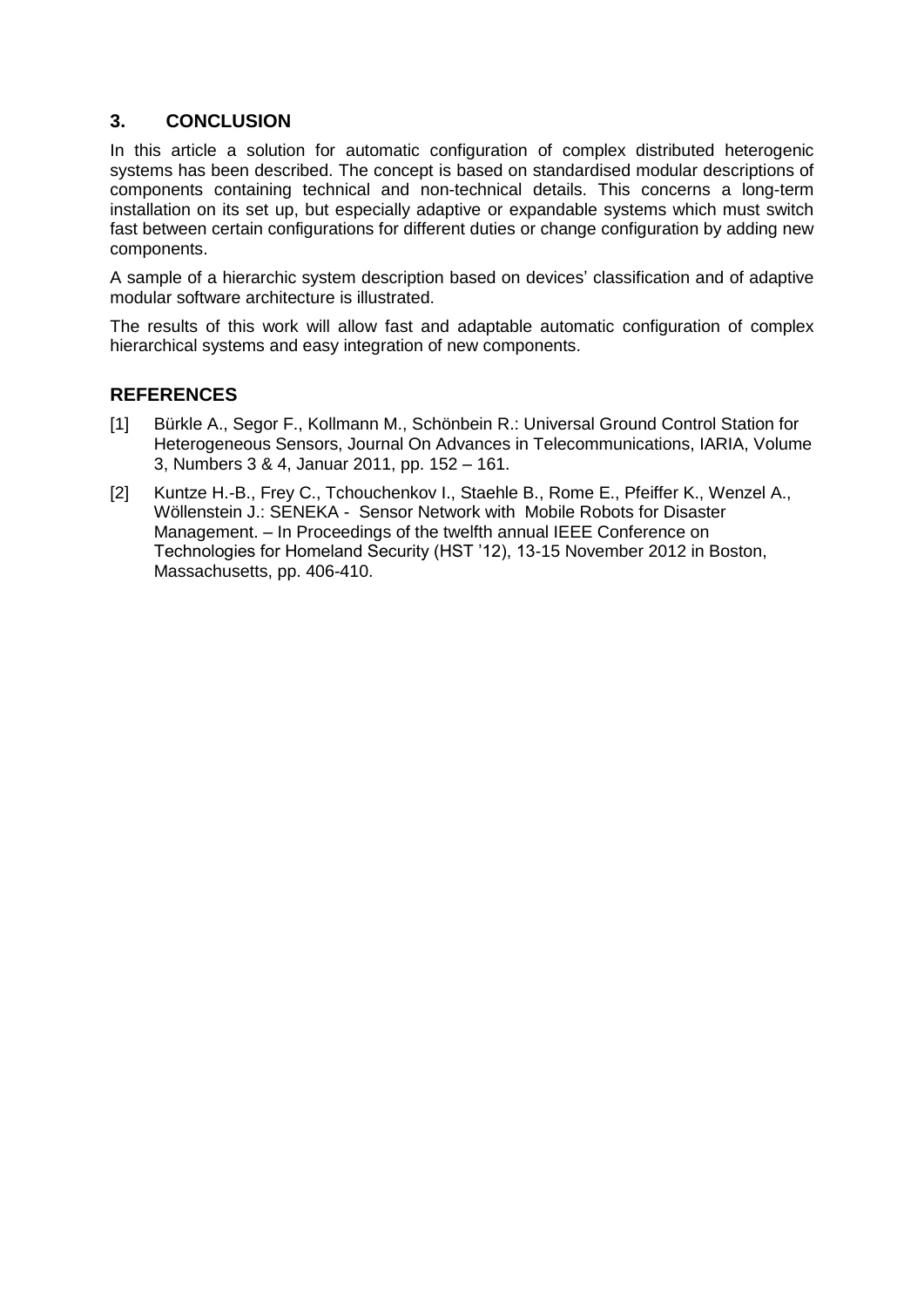## 3. CONCLUSION

In this article a solution for automatic configuration of complex distributed heterogenic systems has been described. The concept is based on standardised modular descriptions of components containing technical and non-technical details. This concerns a long-term installation on its set up, but especially adaptive or expandable systems which must switch fast between certain configurations for different duties or change configuration by adding new components.

A sample of a hierarchic system description based on devices' classification and of adaptive modular software architecture is illustrated.

The results of this work will allow fast and adaptable automatic configuration of complex hierarchical systems and easy integration of new components.

## REFERENCES

[1] Bürkle A., Segor F., Kollmann M., Schönbein R.: Universal Ground Control Station for Heterogeneous Sensors, Journal On Advances in Telecommunications, IARIA, Volume 3, Numbers 3 & 4, Januar 2011, pp. 152 – 161.

[2] Kuntze H.-B., Frey C., Tchouchenkov I., Staehle B., Rome E., Pfeiffer K., Wenzel A., Wöllenstein J.: SENEKA - Sensor Network with Mobile Robots for Disaster Management. – In Proceedings of the twelfth annual IEEE Conference on Technologies for Homeland Security (HST '12), 13-15 November 2012 in Boston, Massachusetts, pp. 406-410.